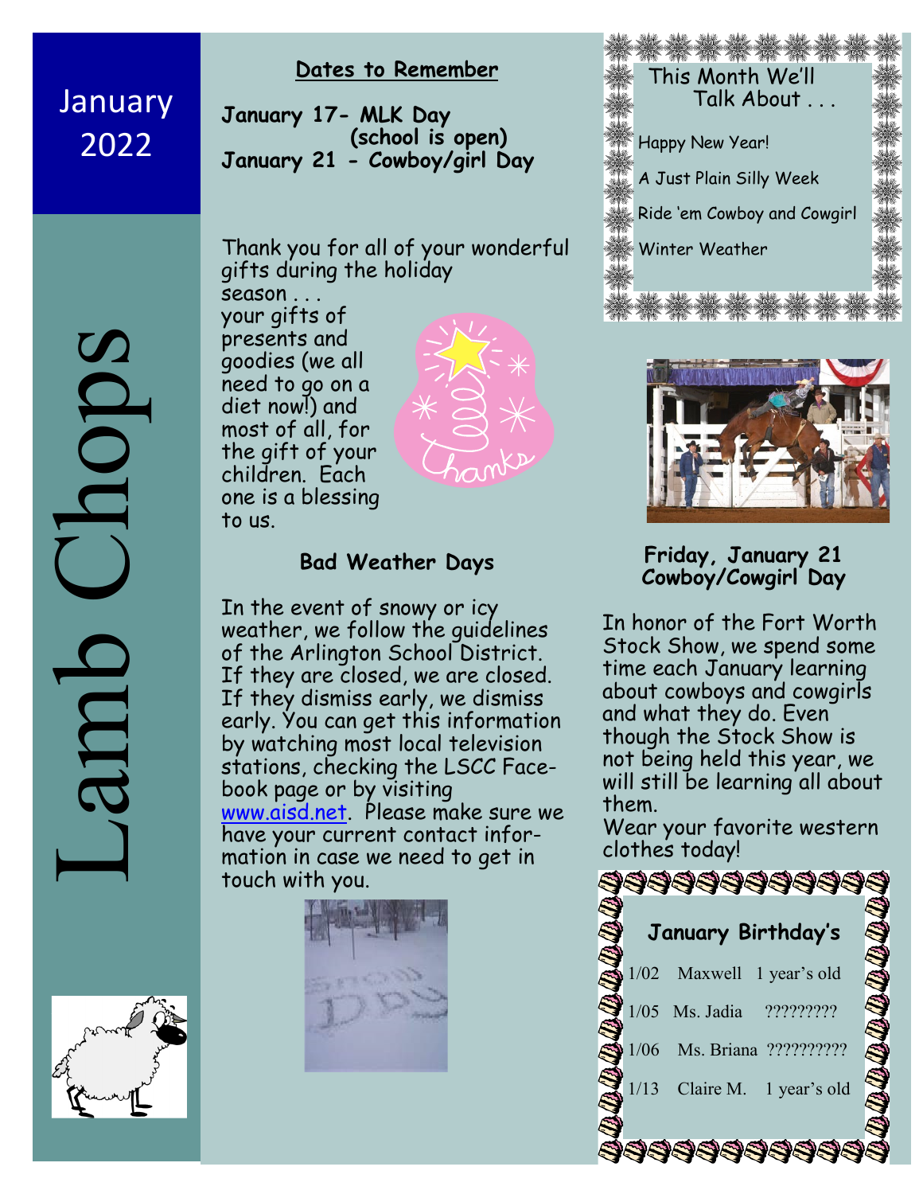# Lamb Chops

January 2022

## Dates to Remember

**January 17- MLK Day (school is open)**
**January 21 - Cowboy/girl Day**

Thank you for all of your wonderful gifts during the holiday season . . . your gifts of presents and goodies (we all need to go on a diet now!) and most of all, for the gift of your children. Each one is a blessing to us.

### Bad Weather Days

In the event of snowy or icy weather, we follow the guidelines of the Arlington School District. If they are closed, we are closed. If they dismiss early, we dismiss early. You can get this information by watching most local television stations, checking the LSCC Facebook page or by visiting www.aisd.net. Please make sure we have your current contact information in case we need to get in touch with you.

### This Month We'll Talk About . . .

- Happy New Year!
- A Just Plain Silly Week
- Ride 'em Cowboy and Cowgirl
- Winter Weather

### Friday, January 21 Cowboy/Cowgirl Day

In honor of the Fort Worth Stock Show, we spend some time each January learning about cowboys and cowgirls and what they do. Even though the Stock Show is not being held this year, we will still be learning all about them.

Wear your favorite western clothes today!

### January Birthday's

| | | |
|---|---|---|
| 1/02 | Maxwell | 1 year's old |
| 1/05 | Ms. Jadia | ????????? |
| 1/06 | Ms. Briana | ?????????? |
| 1/13 | Claire M. | 1 year's old |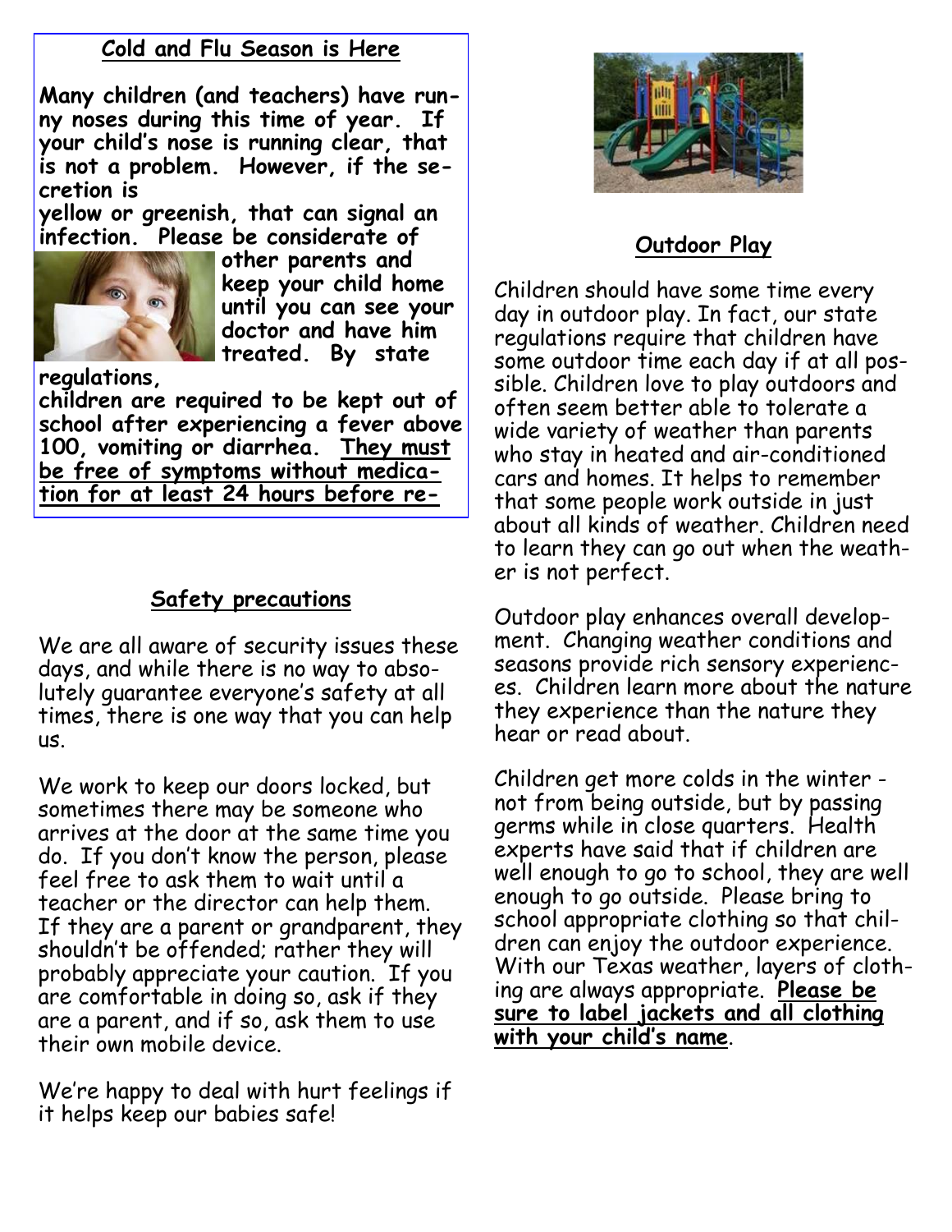## Cold and Flu Season is Here

**Many children (and teachers) have runny noses during this time of year. If your child's nose is running clear, that is not a problem. However, if the secretion is yellow or greenish, that can signal an infection. Please be considerate of other parents and keep your child home until you can see your doctor and have him treated. By state regulations, children are required to be kept out of school after experiencing a fever above 100, vomiting or diarrhea. <u>They must be free of symptoms without medication for at least 24 hours before re-</u>**

## Safety precautions

We are all aware of security issues these days, and while there is no way to absolutely guarantee everyone's safety at all times, there is one way that you can help us.

We work to keep our doors locked, but sometimes there may be someone who arrives at the door at the same time you do. If you don't know the person, please feel free to ask them to wait until a teacher or the director can help them. If they are a parent or grandparent, they shouldn't be offended; rather they will probably appreciate your caution. If you are comfortable in doing so, ask if they are a parent, and if so, ask them to use their own mobile device.

We're happy to deal with hurt feelings if it helps keep our babies safe!

## Outdoor Play

Children should have some time every day in outdoor play. In fact, our state regulations require that children have some outdoor time each day if at all possible. Children love to play outdoors and often seem better able to tolerate a wide variety of weather than parents who stay in heated and air-conditioned cars and homes. It helps to remember that some people work outside in just about all kinds of weather. Children need to learn they can go out when the weather is not perfect.

Outdoor play enhances overall development. Changing weather conditions and seasons provide rich sensory experiences. Children learn more about the nature they experience than the nature they hear or read about.

Children get more colds in the winter - not from being outside, but by passing germs while in close quarters. Health experts have said that if children are well enough to go to school, they are well enough to go outside. Please bring to school appropriate clothing so that children can enjoy the outdoor experience. With our Texas weather, layers of clothing are always appropriate. **<u>Please be sure to label jackets and all clothing with your child's name</u>**.